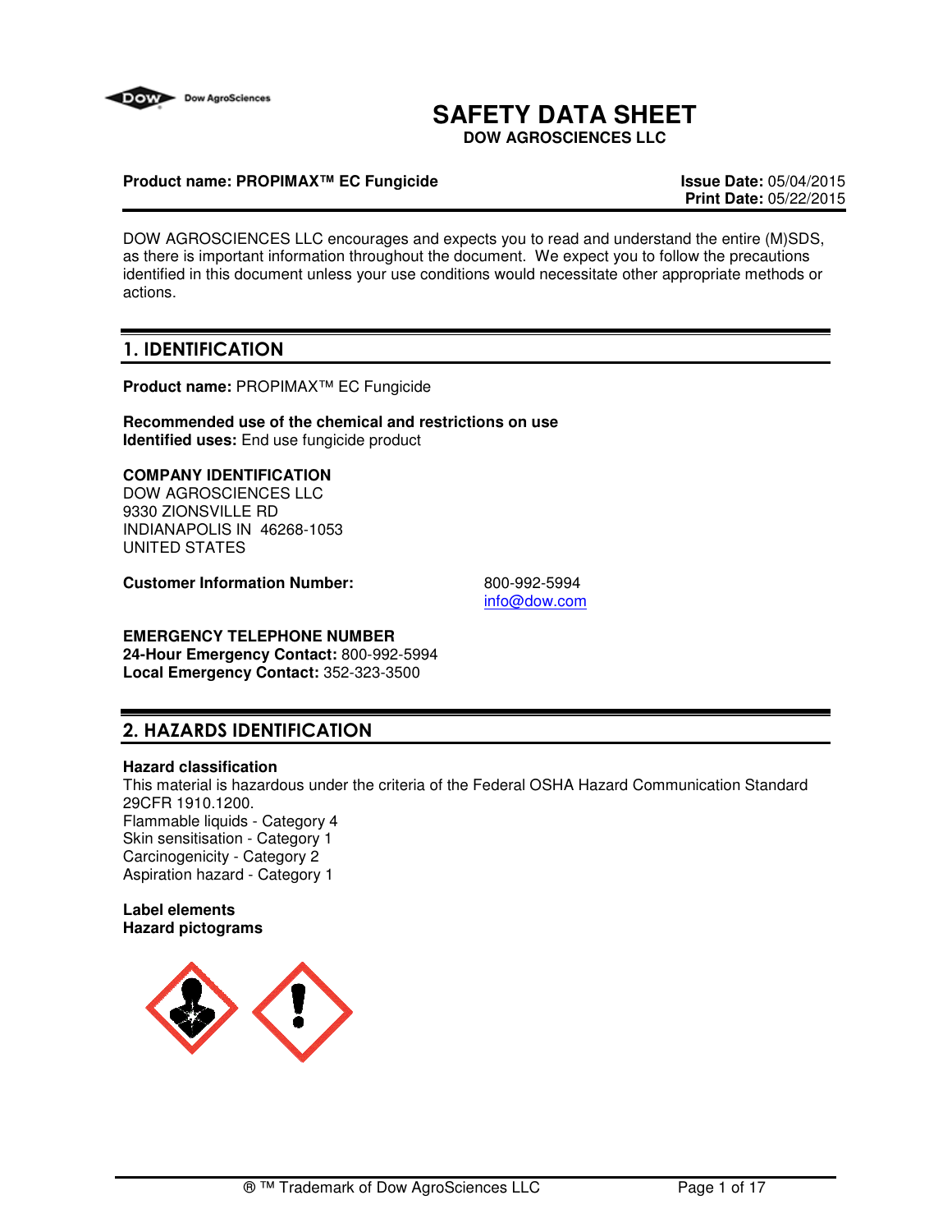# SAFETY DATA SHEET

**DOW AGROSCIENCES LLC**

**Product name: PROPIMAX™ EC Fungicide**

**Issue Date:** 05/04/2015
**Print Date:** 05/22/2015

DOW AGROSCIENCES LLC encourages and expects you to read and understand the entire (M)SDS, as there is important information throughout the document. We expect you to follow the precautions identified in this document unless your use conditions would necessitate other appropriate methods or actions.

## 1. IDENTIFICATION

**Product name:** PROPIMAX™ EC Fungicide

**Recommended use of the chemical and restrictions on use**
**Identified uses:** End use fungicide product

**COMPANY IDENTIFICATION**
DOW AGROSCIENCES LLC
9330 ZIONSVILLE RD
INDIANAPOLIS IN 46268-1053
UNITED STATES

**Customer Information Number:** 800-992-5994
info@dow.com

**EMERGENCY TELEPHONE NUMBER**
**24-Hour Emergency Contact:** 800-992-5994
**Local Emergency Contact:** 352-323-3500

## 2. HAZARDS IDENTIFICATION

**Hazard classification**
This material is hazardous under the criteria of the Federal OSHA Hazard Communication Standard 29CFR 1910.1200.
Flammable liquids - Category 4
Skin sensitisation - Category 1
Carcinogenicity - Category 2
Aspiration hazard - Category 1

**Label elements**
**Hazard pictograms**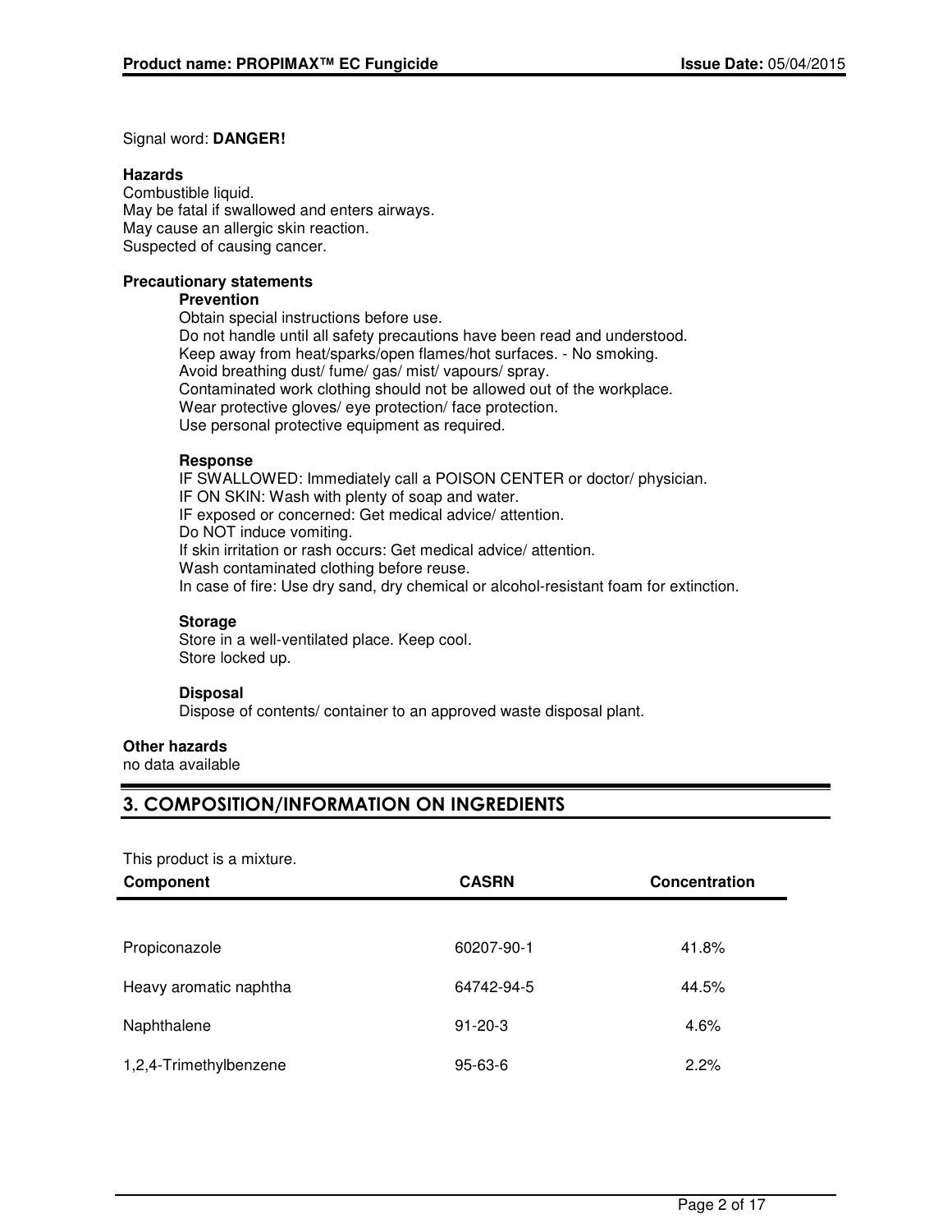Signal word: **DANGER!**

**Hazards**

Combustible liquid.
May be fatal if swallowed and enters airways.
May cause an allergic skin reaction.
Suspected of causing cancer.

**Precautionary statements**

**Prevention**

Obtain special instructions before use.
Do not handle until all safety precautions have been read and understood.
Keep away from heat/sparks/open flames/hot surfaces. - No smoking.
Avoid breathing dust/ fume/ gas/ mist/ vapours/ spray.
Contaminated work clothing should not be allowed out of the workplace.
Wear protective gloves/ eye protection/ face protection.
Use personal protective equipment as required.

**Response**

IF SWALLOWED: Immediately call a POISON CENTER or doctor/ physician.
IF ON SKIN: Wash with plenty of soap and water.
IF exposed or concerned: Get medical advice/ attention.
Do NOT induce vomiting.
If skin irritation or rash occurs: Get medical advice/ attention.
Wash contaminated clothing before reuse.
In case of fire: Use dry sand, dry chemical or alcohol-resistant foam for extinction.

**Storage**

Store in a well-ventilated place. Keep cool.
Store locked up.

**Disposal**

Dispose of contents/ container to an approved waste disposal plant.

**Other hazards**

no data available

## 3. COMPOSITION/INFORMATION ON INGREDIENTS

This product is a mixture.

| Component | CASRN | Concentration |
|---|---|---|
| Propiconazole | 60207-90-1 | 41.8% |
| Heavy aromatic naphtha | 64742-94-5 | 44.5% |
| Naphthalene | 91-20-3 | 4.6% |
| 1,2,4-Trimethylbenzene | 95-63-6 | 2.2% |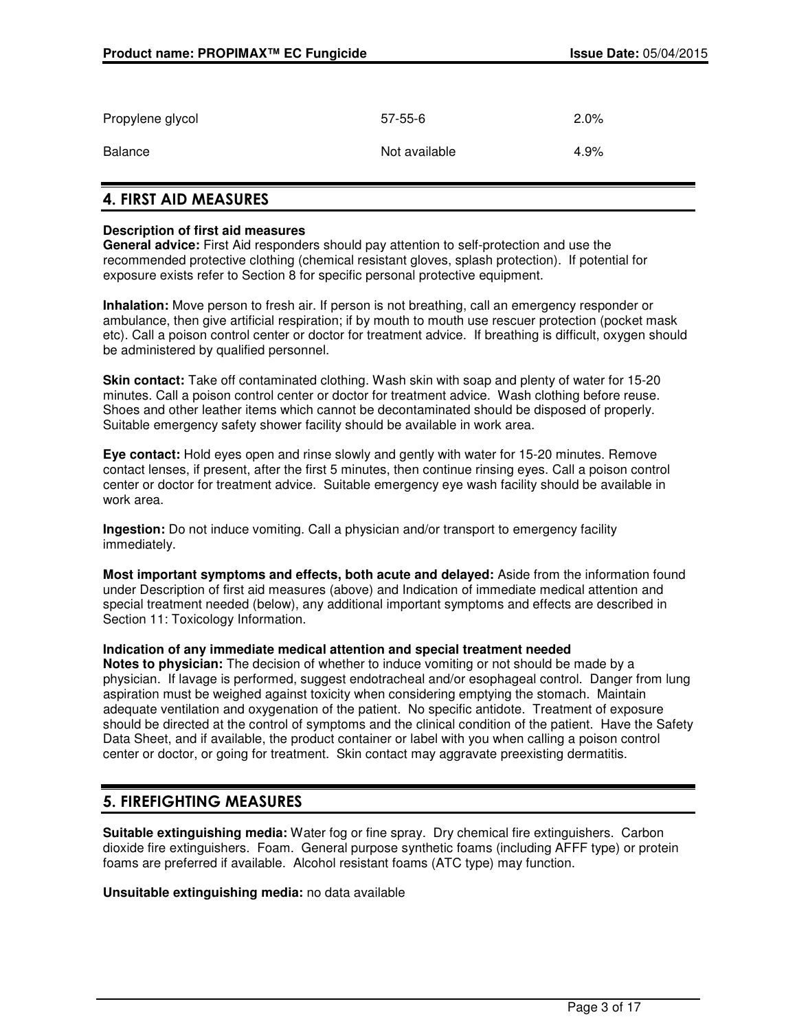| | | |
|---|---|---|
| Propylene glycol | 57-55-6 | 2.0% |
| Balance | Not available | 4.9% |

## 4. FIRST AID MEASURES

**Description of first aid measures**

**General advice:** First Aid responders should pay attention to self-protection and use the recommended protective clothing (chemical resistant gloves, splash protection). If potential for exposure exists refer to Section 8 for specific personal protective equipment.

**Inhalation:** Move person to fresh air. If person is not breathing, call an emergency responder or ambulance, then give artificial respiration; if by mouth to mouth use rescuer protection (pocket mask etc). Call a poison control center or doctor for treatment advice. If breathing is difficult, oxygen should be administered by qualified personnel.

**Skin contact:** Take off contaminated clothing. Wash skin with soap and plenty of water for 15-20 minutes. Call a poison control center or doctor for treatment advice. Wash clothing before reuse. Shoes and other leather items which cannot be decontaminated should be disposed of properly. Suitable emergency safety shower facility should be available in work area.

**Eye contact:** Hold eyes open and rinse slowly and gently with water for 15-20 minutes. Remove contact lenses, if present, after the first 5 minutes, then continue rinsing eyes. Call a poison control center or doctor for treatment advice. Suitable emergency eye wash facility should be available in work area.

**Ingestion:** Do not induce vomiting. Call a physician and/or transport to emergency facility immediately.

**Most important symptoms and effects, both acute and delayed:** Aside from the information found under Description of first aid measures (above) and Indication of immediate medical attention and special treatment needed (below), any additional important symptoms and effects are described in Section 11: Toxicology Information.

**Indication of any immediate medical attention and special treatment needed**

**Notes to physician:** The decision of whether to induce vomiting or not should be made by a physician. If lavage is performed, suggest endotracheal and/or esophageal control. Danger from lung aspiration must be weighed against toxicity when considering emptying the stomach. Maintain adequate ventilation and oxygenation of the patient. No specific antidote. Treatment of exposure should be directed at the control of symptoms and the clinical condition of the patient. Have the Safety Data Sheet, and if available, the product container or label with you when calling a poison control center or doctor, or going for treatment. Skin contact may aggravate preexisting dermatitis.

## 5. FIREFIGHTING MEASURES

**Suitable extinguishing media:** Water fog or fine spray. Dry chemical fire extinguishers. Carbon dioxide fire extinguishers. Foam. General purpose synthetic foams (including AFFF type) or protein foams are preferred if available. Alcohol resistant foams (ATC type) may function.

**Unsuitable extinguishing media:** no data available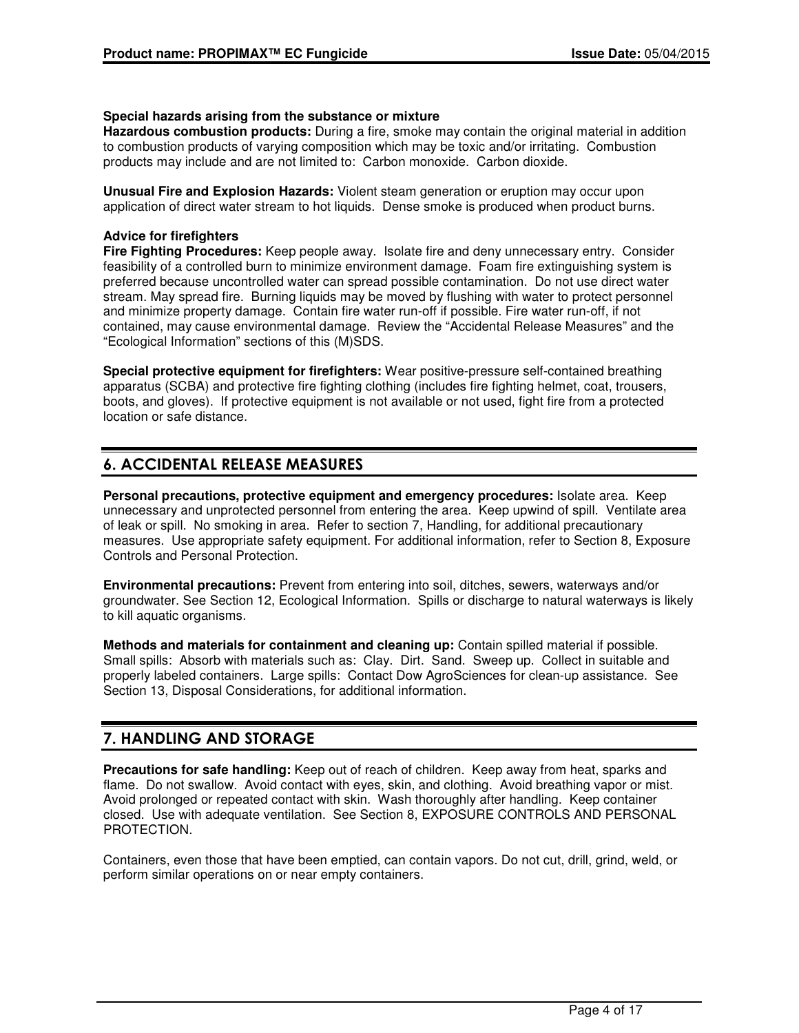**Special hazards arising from the substance or mixture**
**Hazardous combustion products:** During a fire, smoke may contain the original material in addition to combustion products of varying composition which may be toxic and/or irritating. Combustion products may include and are not limited to: Carbon monoxide. Carbon dioxide.

**Unusual Fire and Explosion Hazards:** Violent steam generation or eruption may occur upon application of direct water stream to hot liquids. Dense smoke is produced when product burns.

**Advice for firefighters**
**Fire Fighting Procedures:** Keep people away. Isolate fire and deny unnecessary entry. Consider feasibility of a controlled burn to minimize environment damage. Foam fire extinguishing system is preferred because uncontrolled water can spread possible contamination. Do not use direct water stream. May spread fire. Burning liquids may be moved by flushing with water to protect personnel and minimize property damage. Contain fire water run-off if possible. Fire water run-off, if not contained, may cause environmental damage. Review the “Accidental Release Measures” and the “Ecological Information” sections of this (M)SDS.

**Special protective equipment for firefighters:** Wear positive-pressure self-contained breathing apparatus (SCBA) and protective fire fighting clothing (includes fire fighting helmet, coat, trousers, boots, and gloves). If protective equipment is not available or not used, fight fire from a protected location or safe distance.

## 6. ACCIDENTAL RELEASE MEASURES

**Personal precautions, protective equipment and emergency procedures:** Isolate area. Keep unnecessary and unprotected personnel from entering the area. Keep upwind of spill. Ventilate area of leak or spill. No smoking in area. Refer to section 7, Handling, for additional precautionary measures. Use appropriate safety equipment. For additional information, refer to Section 8, Exposure Controls and Personal Protection.

**Environmental precautions:** Prevent from entering into soil, ditches, sewers, waterways and/or groundwater. See Section 12, Ecological Information. Spills or discharge to natural waterways is likely to kill aquatic organisms.

**Methods and materials for containment and cleaning up:** Contain spilled material if possible. Small spills: Absorb with materials such as: Clay. Dirt. Sand. Sweep up. Collect in suitable and properly labeled containers. Large spills: Contact Dow AgroSciences for clean-up assistance. See Section 13, Disposal Considerations, for additional information.

## 7. HANDLING AND STORAGE

**Precautions for safe handling:** Keep out of reach of children. Keep away from heat, sparks and flame. Do not swallow. Avoid contact with eyes, skin, and clothing. Avoid breathing vapor or mist. Avoid prolonged or repeated contact with skin. Wash thoroughly after handling. Keep container closed. Use with adequate ventilation. See Section 8, EXPOSURE CONTROLS AND PERSONAL PROTECTION.

Containers, even those that have been emptied, can contain vapors. Do not cut, drill, grind, weld, or perform similar operations on or near empty containers.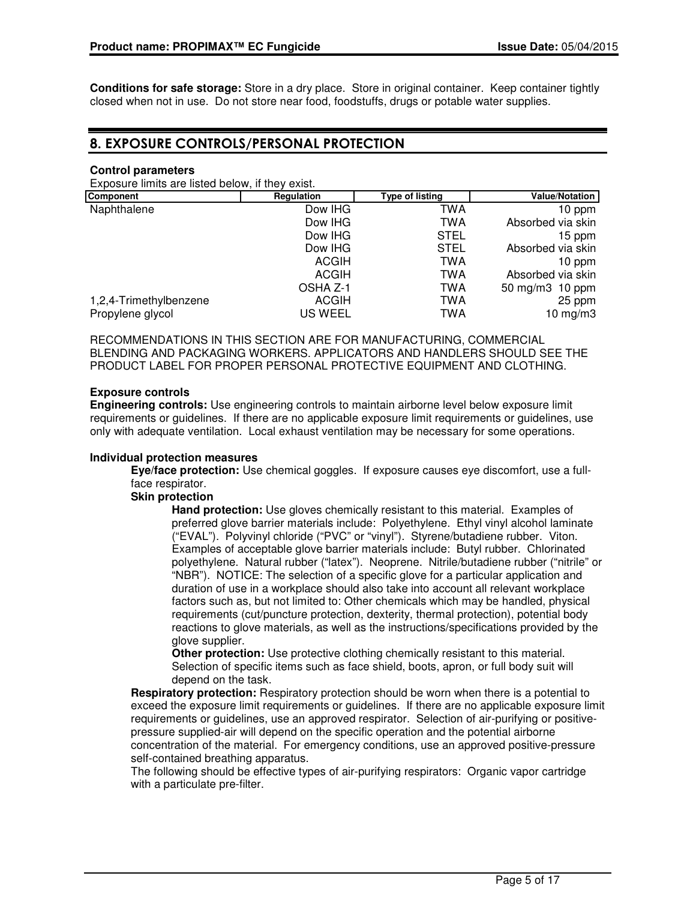**Conditions for safe storage:** Store in a dry place. Store in original container. Keep container tightly closed when not in use. Do not store near food, foodstuffs, drugs or potable water supplies.

## 8. EXPOSURE CONTROLS/PERSONAL PROTECTION

**Control parameters**

Exposure limits are listed below, if they exist.

| Component | Regulation | Type of listing | Value/Notation |
|---|---|---|---|
| Naphthalene | Dow IHG | TWA | 10 ppm |
| | Dow IHG | TWA | Absorbed via skin |
| | Dow IHG | STEL | 15 ppm |
| | Dow IHG | STEL | Absorbed via skin |
| | ACGIH | TWA | 10 ppm |
| | ACGIH | TWA | Absorbed via skin |
| | OSHA Z-1 | TWA | 50 mg/m3 10 ppm |
| 1,2,4-Trimethylbenzene | ACGIH | TWA | 25 ppm |
| Propylene glycol | US WEEL | TWA | 10 mg/m3 |

RECOMMENDATIONS IN THIS SECTION ARE FOR MANUFACTURING, COMMERCIAL BLENDING AND PACKAGING WORKERS. APPLICATORS AND HANDLERS SHOULD SEE THE PRODUCT LABEL FOR PROPER PERSONAL PROTECTIVE EQUIPMENT AND CLOTHING.

**Exposure controls**

**Engineering controls:** Use engineering controls to maintain airborne level below exposure limit requirements or guidelines. If there are no applicable exposure limit requirements or guidelines, use only with adequate ventilation. Local exhaust ventilation may be necessary for some operations.

**Individual protection measures**

**Eye/face protection:** Use chemical goggles. If exposure causes eye discomfort, use a full-face respirator.

**Skin protection**

**Hand protection:** Use gloves chemically resistant to this material. Examples of preferred glove barrier materials include: Polyethylene. Ethyl vinyl alcohol laminate ("EVAL"). Polyvinyl chloride ("PVC" or "vinyl"). Styrene/butadiene rubber. Viton. Examples of acceptable glove barrier materials include: Butyl rubber. Chlorinated polyethylene. Natural rubber ("latex"). Neoprene. Nitrile/butadiene rubber ("nitrile" or "NBR"). NOTICE: The selection of a specific glove for a particular application and duration of use in a workplace should also take into account all relevant workplace factors such as, but not limited to: Other chemicals which may be handled, physical requirements (cut/puncture protection, dexterity, thermal protection), potential body reactions to glove materials, as well as the instructions/specifications provided by the glove supplier.

**Other protection:** Use protective clothing chemically resistant to this material. Selection of specific items such as face shield, boots, apron, or full body suit will depend on the task.

**Respiratory protection:** Respiratory protection should be worn when there is a potential to exceed the exposure limit requirements or guidelines. If there are no applicable exposure limit requirements or guidelines, use an approved respirator. Selection of air-purifying or positive-pressure supplied-air will depend on the specific operation and the potential airborne concentration of the material. For emergency conditions, use an approved positive-pressure self-contained breathing apparatus.

The following should be effective types of air-purifying respirators: Organic vapor cartridge with a particulate pre-filter.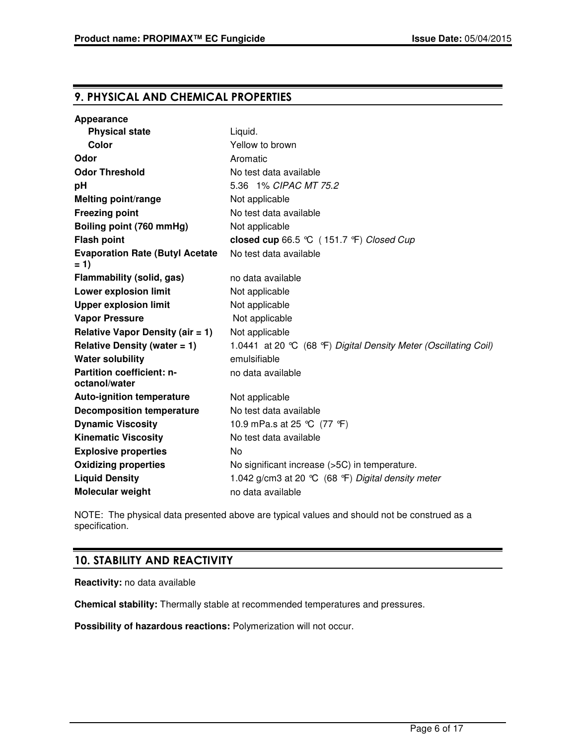## 9. PHYSICAL AND CHEMICAL PROPERTIES

| Property | Value |
|---|---|
| **Appearance** | |
| **Physical state** | Liquid. |
| **Color** | Yellow to brown |
| **Odor** | Aromatic |
| **Odor Threshold** | No test data available |
| **pH** | 5.36 1% *CIPAC MT 75.2* |
| **Melting point/range** | Not applicable |
| **Freezing point** | No test data available |
| **Boiling point (760 mmHg)** | Not applicable |
| **Flash point** | **closed cup** 66.5 °C ( 151.7 °F) *Closed Cup* |
| **Evaporation Rate (Butyl Acetate = 1)** | No test data available |
| **Flammability (solid, gas)** | no data available |
| **Lower explosion limit** | Not applicable |
| **Upper explosion limit** | Not applicable |
| **Vapor Pressure** | Not applicable |
| **Relative Vapor Density (air = 1)** | Not applicable |
| **Relative Density (water = 1)** | 1.0441 at 20 °C (68 °F) *Digital Density Meter (Oscillating Coil)* |
| **Water solubility** | emulsifiable |
| **Partition coefficient: n-octanol/water** | no data available |
| **Auto-ignition temperature** | Not applicable |
| **Decomposition temperature** | No test data available |
| **Dynamic Viscosity** | 10.9 mPa.s at 25 °C (77 °F) |
| **Kinematic Viscosity** | No test data available |
| **Explosive properties** | No |
| **Oxidizing properties** | No significant increase (>5C) in temperature. |
| **Liquid Density** | 1.042 g/cm3 at 20 °C (68 °F) *Digital density meter* |
| **Molecular weight** | no data available |

NOTE: The physical data presented above are typical values and should not be construed as a specification.

## 10. STABILITY AND REACTIVITY

**Reactivity:** no data available

**Chemical stability:** Thermally stable at recommended temperatures and pressures.

**Possibility of hazardous reactions:** Polymerization will not occur.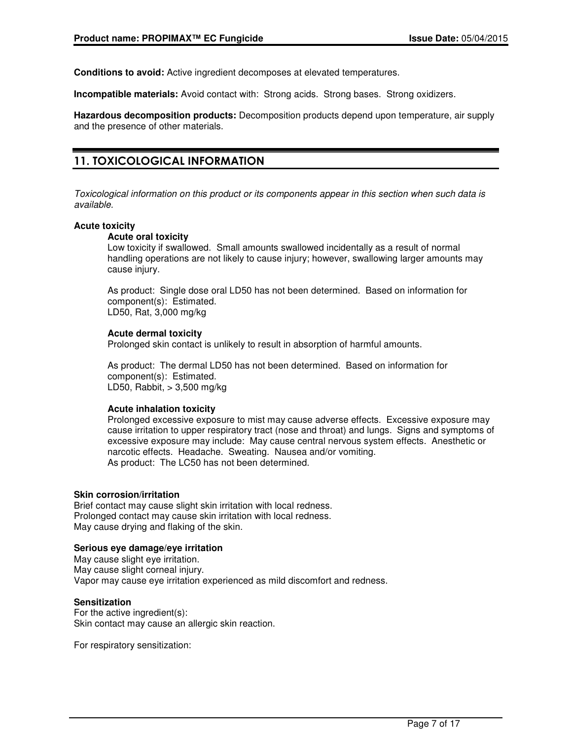**Conditions to avoid:** Active ingredient decomposes at elevated temperatures.

**Incompatible materials:** Avoid contact with: Strong acids. Strong bases. Strong oxidizers.

**Hazardous decomposition products:** Decomposition products depend upon temperature, air supply and the presence of other materials.

## 11. TOXICOLOGICAL INFORMATION

*Toxicological information on this product or its components appear in this section when such data is available.*

**Acute toxicity**

**Acute oral toxicity**

Low toxicity if swallowed. Small amounts swallowed incidentally as a result of normal handling operations are not likely to cause injury; however, swallowing larger amounts may cause injury.

As product: Single dose oral LD50 has not been determined. Based on information for component(s): Estimated.
LD50, Rat, 3,000 mg/kg

**Acute dermal toxicity**

Prolonged skin contact is unlikely to result in absorption of harmful amounts.

As product: The dermal LD50 has not been determined. Based on information for component(s): Estimated.
LD50, Rabbit, > 3,500 mg/kg

**Acute inhalation toxicity**

Prolonged excessive exposure to mist may cause adverse effects. Excessive exposure may cause irritation to upper respiratory tract (nose and throat) and lungs. Signs and symptoms of excessive exposure may include: May cause central nervous system effects. Anesthetic or narcotic effects. Headache. Sweating. Nausea and/or vomiting.
As product: The LC50 has not been determined.

**Skin corrosion/irritation**

Brief contact may cause slight skin irritation with local redness.
Prolonged contact may cause skin irritation with local redness.
May cause drying and flaking of the skin.

**Serious eye damage/eye irritation**

May cause slight eye irritation.
May cause slight corneal injury.
Vapor may cause eye irritation experienced as mild discomfort and redness.

**Sensitization**

For the active ingredient(s):
Skin contact may cause an allergic skin reaction.

For respiratory sensitization: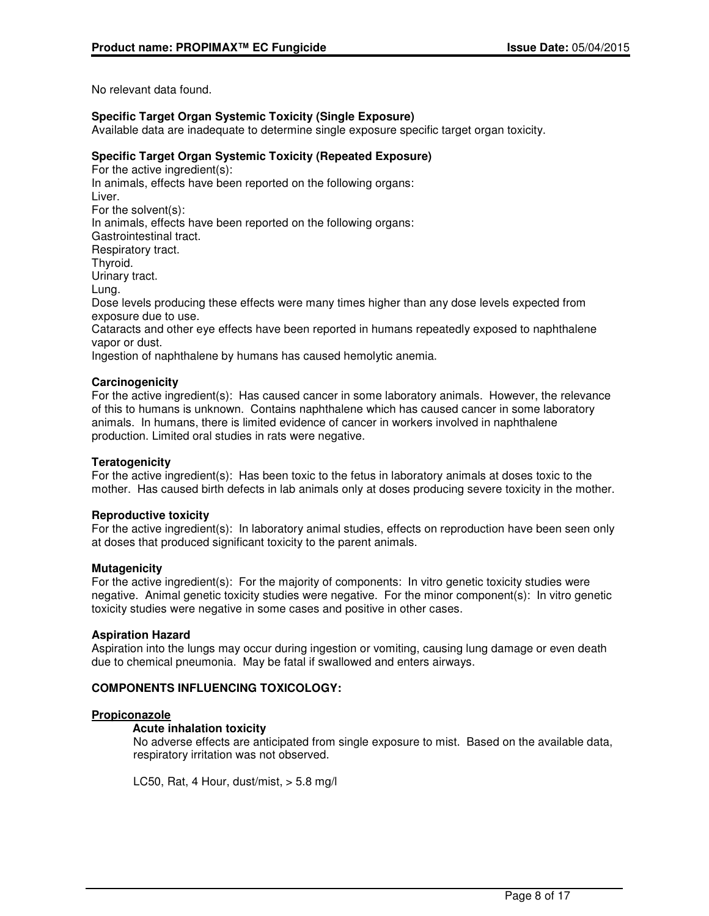No relevant data found.

**Specific Target Organ Systemic Toxicity (Single Exposure)**
Available data are inadequate to determine single exposure specific target organ toxicity.

**Specific Target Organ Systemic Toxicity (Repeated Exposure)**
For the active ingredient(s):
In animals, effects have been reported on the following organs:
Liver.
For the solvent(s):
In animals, effects have been reported on the following organs:
Gastrointestinal tract.
Respiratory tract.
Thyroid.
Urinary tract.
Lung.
Dose levels producing these effects were many times higher than any dose levels expected from exposure due to use.
Cataracts and other eye effects have been reported in humans repeatedly exposed to naphthalene vapor or dust.
Ingestion of naphthalene by humans has caused hemolytic anemia.

**Carcinogenicity**
For the active ingredient(s): Has caused cancer in some laboratory animals. However, the relevance of this to humans is unknown. Contains naphthalene which has caused cancer in some laboratory animals. In humans, there is limited evidence of cancer in workers involved in naphthalene production. Limited oral studies in rats were negative.

**Teratogenicity**
For the active ingredient(s): Has been toxic to the fetus in laboratory animals at doses toxic to the mother. Has caused birth defects in lab animals only at doses producing severe toxicity in the mother.

**Reproductive toxicity**
For the active ingredient(s): In laboratory animal studies, effects on reproduction have been seen only at doses that produced significant toxicity to the parent animals.

**Mutagenicity**
For the active ingredient(s): For the majority of components: In vitro genetic toxicity studies were negative. Animal genetic toxicity studies were negative. For the minor component(s): In vitro genetic toxicity studies were negative in some cases and positive in other cases.

**Aspiration Hazard**
Aspiration into the lungs may occur during ingestion or vomiting, causing lung damage or even death due to chemical pneumonia. May be fatal if swallowed and enters airways.

**COMPONENTS INFLUENCING TOXICOLOGY:**

**Propiconazole**

**Acute inhalation toxicity**
No adverse effects are anticipated from single exposure to mist. Based on the available data, respiratory irritation was not observed.

LC50, Rat, 4 Hour, dust/mist, > 5.8 mg/l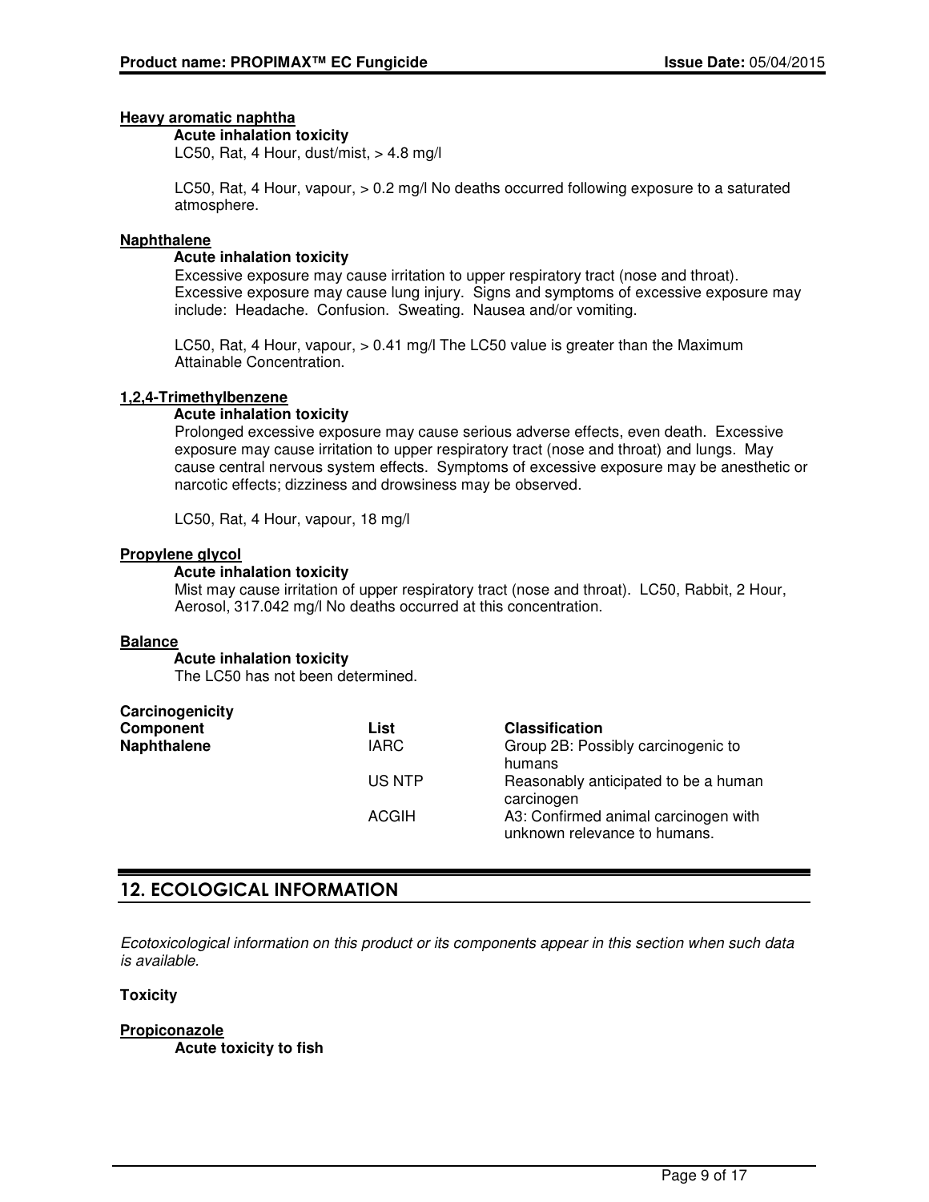**Heavy aromatic naphtha**

**Acute inhalation toxicity**

LC50, Rat, 4 Hour, dust/mist, > 4.8 mg/l

LC50, Rat, 4 Hour, vapour, > 0.2 mg/l No deaths occurred following exposure to a saturated atmosphere.

**Naphthalene**

**Acute inhalation toxicity**

Excessive exposure may cause irritation to upper respiratory tract (nose and throat). Excessive exposure may cause lung injury. Signs and symptoms of excessive exposure may include: Headache. Confusion. Sweating. Nausea and/or vomiting.

LC50, Rat, 4 Hour, vapour, > 0.41 mg/l The LC50 value is greater than the Maximum Attainable Concentration.

**1,2,4-Trimethylbenzene**

**Acute inhalation toxicity**

Prolonged excessive exposure may cause serious adverse effects, even death. Excessive exposure may cause irritation to upper respiratory tract (nose and throat) and lungs. May cause central nervous system effects. Symptoms of excessive exposure may be anesthetic or narcotic effects; dizziness and drowsiness may be observed.

LC50, Rat, 4 Hour, vapour, 18 mg/l

**Propylene glycol**

**Acute inhalation toxicity**

Mist may cause irritation of upper respiratory tract (nose and throat). LC50, Rabbit, 2 Hour, Aerosol, 317.042 mg/l No deaths occurred at this concentration.

**Balance**

**Acute inhalation toxicity**

The LC50 has not been determined.

**Carcinogenicity**

| Component | List | Classification |
|---|---|---|
| **Naphthalene** | IARC | Group 2B: Possibly carcinogenic to humans |
| | US NTP | Reasonably anticipated to be a human carcinogen |
| | ACGIH | A3: Confirmed animal carcinogen with unknown relevance to humans. |

## 12. ECOLOGICAL INFORMATION

*Ecotoxicological information on this product or its components appear in this section when such data is available.*

**Toxicity**

**Propiconazole**

**Acute toxicity to fish**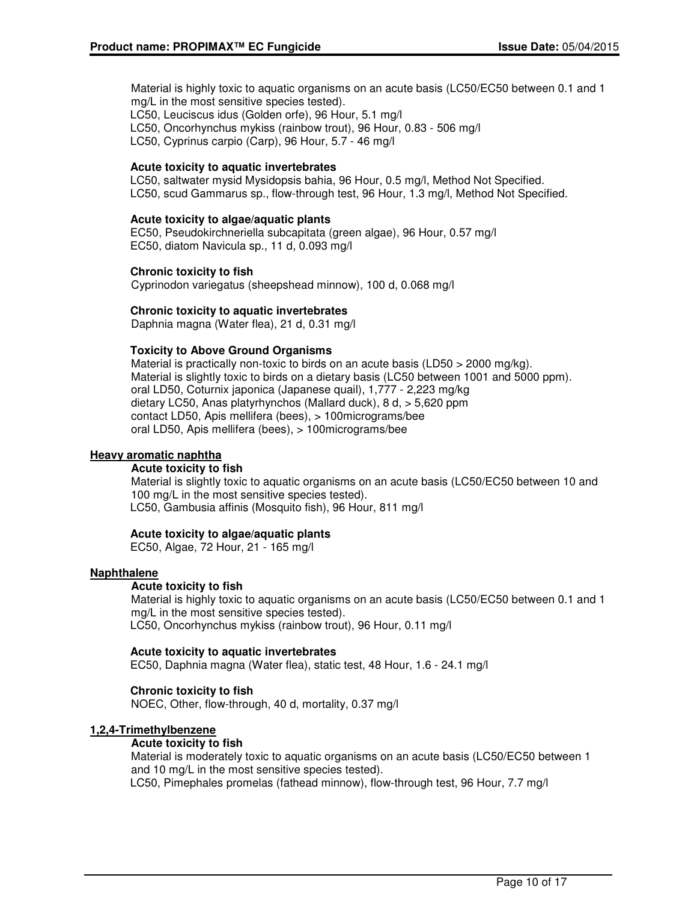Material is highly toxic to aquatic organisms on an acute basis (LC50/EC50 between 0.1 and 1 mg/L in the most sensitive species tested).
LC50, Leuciscus idus (Golden orfe), 96 Hour, 5.1 mg/l
LC50, Oncorhynchus mykiss (rainbow trout), 96 Hour, 0.83 - 506 mg/l
LC50, Cyprinus carpio (Carp), 96 Hour, 5.7 - 46 mg/l

**Acute toxicity to aquatic invertebrates**
LC50, saltwater mysid Mysidopsis bahia, 96 Hour, 0.5 mg/l, Method Not Specified.
LC50, scud Gammarus sp., flow-through test, 96 Hour, 1.3 mg/l, Method Not Specified.

**Acute toxicity to algae/aquatic plants**
EC50, Pseudokirchneriella subcapitata (green algae), 96 Hour, 0.57 mg/l
EC50, diatom Navicula sp., 11 d, 0.093 mg/l

**Chronic toxicity to fish**
Cyprinodon variegatus (sheepshead minnow), 100 d, 0.068 mg/l

**Chronic toxicity to aquatic invertebrates**
Daphnia magna (Water flea), 21 d, 0.31 mg/l

**Toxicity to Above Ground Organisms**
Material is practically non-toxic to birds on an acute basis (LD50 > 2000 mg/kg).
Material is slightly toxic to birds on a dietary basis (LC50 between 1001 and 5000 ppm).
oral LD50, Coturnix japonica (Japanese quail), 1,777 - 2,223 mg/kg
dietary LC50, Anas platyrhynchos (Mallard duck), 8 d, > 5,620 ppm
contact LD50, Apis mellifera (bees), > 100micrograms/bee
oral LD50, Apis mellifera (bees), > 100micrograms/bee

**Heavy aromatic naphtha**

**Acute toxicity to fish**
Material is slightly toxic to aquatic organisms on an acute basis (LC50/EC50 between 10 and 100 mg/L in the most sensitive species tested).
LC50, Gambusia affinis (Mosquito fish), 96 Hour, 811 mg/l

**Acute toxicity to algae/aquatic plants**
EC50, Algae, 72 Hour, 21 - 165 mg/l

**Naphthalene**

**Acute toxicity to fish**
Material is highly toxic to aquatic organisms on an acute basis (LC50/EC50 between 0.1 and 1 mg/L in the most sensitive species tested).
LC50, Oncorhynchus mykiss (rainbow trout), 96 Hour, 0.11 mg/l

**Acute toxicity to aquatic invertebrates**
EC50, Daphnia magna (Water flea), static test, 48 Hour, 1.6 - 24.1 mg/l

**Chronic toxicity to fish**
NOEC, Other, flow-through, 40 d, mortality, 0.37 mg/l

**1,2,4-Trimethylbenzene**

**Acute toxicity to fish**
Material is moderately toxic to aquatic organisms on an acute basis (LC50/EC50 between 1 and 10 mg/L in the most sensitive species tested).
LC50, Pimephales promelas (fathead minnow), flow-through test, 96 Hour, 7.7 mg/l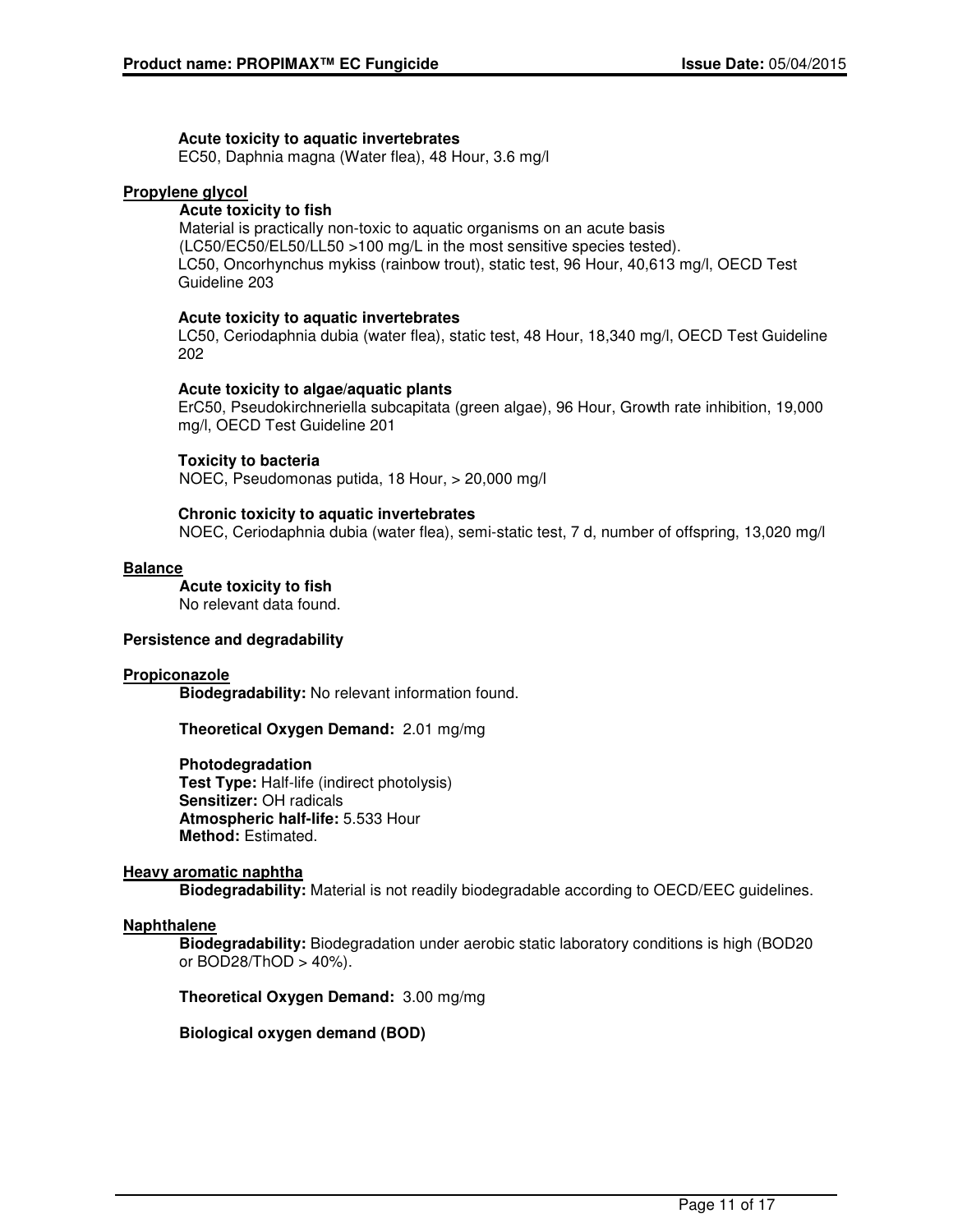**Acute toxicity to aquatic invertebrates**
EC50, Daphnia magna (Water flea), 48 Hour, 3.6 mg/l

**Propylene glycol**

**Acute toxicity to fish**
Material is practically non-toxic to aquatic organisms on an acute basis (LC50/EC50/EL50/LL50 >100 mg/L in the most sensitive species tested).
LC50, Oncorhynchus mykiss (rainbow trout), static test, 96 Hour, 40,613 mg/l, OECD Test Guideline 203

**Acute toxicity to aquatic invertebrates**
LC50, Ceriodaphnia dubia (water flea), static test, 48 Hour, 18,340 mg/l, OECD Test Guideline 202

**Acute toxicity to algae/aquatic plants**
ErC50, Pseudokirchneriella subcapitata (green algae), 96 Hour, Growth rate inhibition, 19,000 mg/l, OECD Test Guideline 201

**Toxicity to bacteria**
NOEC, Pseudomonas putida, 18 Hour, > 20,000 mg/l

**Chronic toxicity to aquatic invertebrates**
NOEC, Ceriodaphnia dubia (water flea), semi-static test, 7 d, number of offspring, 13,020 mg/l

**Balance**

**Acute toxicity to fish**
No relevant data found.

**Persistence and degradability**

**Propiconazole**

**Biodegradability:** No relevant information found.

**Theoretical Oxygen Demand:** 2.01 mg/mg

**Photodegradation**
**Test Type:** Half-life (indirect photolysis)
**Sensitizer:** OH radicals
**Atmospheric half-life:** 5.533 Hour
**Method:** Estimated.

**Heavy aromatic naphtha**

**Biodegradability:** Material is not readily biodegradable according to OECD/EEC guidelines.

**Naphthalene**

**Biodegradability:** Biodegradation under aerobic static laboratory conditions is high (BOD20 or BOD28/ThOD > 40%).

**Theoretical Oxygen Demand:** 3.00 mg/mg

**Biological oxygen demand (BOD)**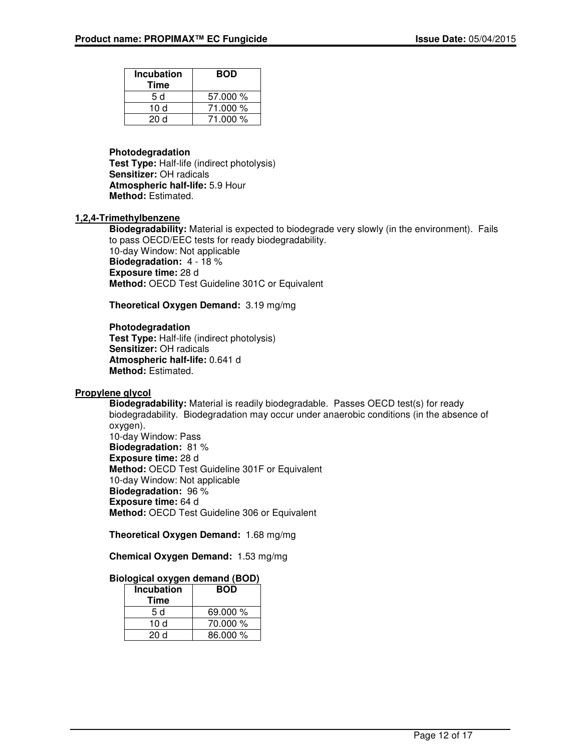| Incubation Time | BOD |
|---|---|
| 5 d | 57.000 % |
| 10 d | 71.000 % |
| 20 d | 71.000 % |

**Photodegradation**
**Test Type:** Half-life (indirect photolysis)
**Sensitizer:** OH radicals
**Atmospheric half-life:** 5.9 Hour
**Method:** Estimated.

**1,2,4-Trimethylbenzene**

**Biodegradability:** Material is expected to biodegrade very slowly (in the environment). Fails to pass OECD/EEC tests for ready biodegradability.
10-day Window: Not applicable
**Biodegradation:** 4 - 18 %
**Exposure time:** 28 d
**Method:** OECD Test Guideline 301C or Equivalent

**Theoretical Oxygen Demand:** 3.19 mg/mg

**Photodegradation**
**Test Type:** Half-life (indirect photolysis)
**Sensitizer:** OH radicals
**Atmospheric half-life:** 0.641 d
**Method:** Estimated.

**Propylene glycol**

**Biodegradability:** Material is readily biodegradable. Passes OECD test(s) for ready biodegradability. Biodegradation may occur under anaerobic conditions (in the absence of oxygen).
10-day Window: Pass
**Biodegradation:** 81 %
**Exposure time:** 28 d
**Method:** OECD Test Guideline 301F or Equivalent
10-day Window: Not applicable
**Biodegradation:** 96 %
**Exposure time:** 64 d
**Method:** OECD Test Guideline 306 or Equivalent

**Theoretical Oxygen Demand:** 1.68 mg/mg

**Chemical Oxygen Demand:** 1.53 mg/mg

**Biological oxygen demand (BOD)**

| Incubation Time | BOD |
|---|---|
| 5 d | 69.000 % |
| 10 d | 70.000 % |
| 20 d | 86.000 % |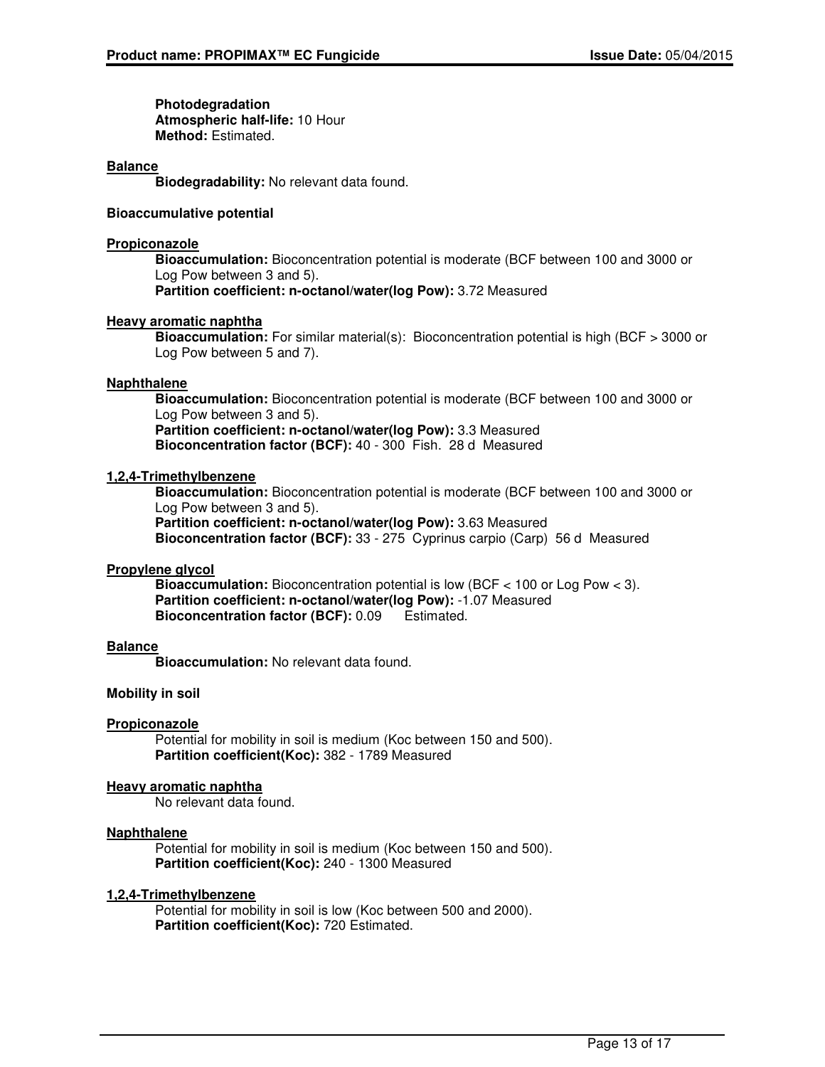**Photodegradation**
**Atmospheric half-life:** 10 Hour
**Method:** Estimated.

**Balance**

**Biodegradability:** No relevant data found.

**Bioaccumulative potential**

**Propiconazole**

**Bioaccumulation:** Bioconcentration potential is moderate (BCF between 100 and 3000 or Log Pow between 3 and 5).
**Partition coefficient: n-octanol/water(log Pow):** 3.72 Measured

**Heavy aromatic naphtha**

**Bioaccumulation:** For similar material(s): Bioconcentration potential is high (BCF > 3000 or Log Pow between 5 and 7).

**Naphthalene**

**Bioaccumulation:** Bioconcentration potential is moderate (BCF between 100 and 3000 or Log Pow between 3 and 5).
**Partition coefficient: n-octanol/water(log Pow):** 3.3 Measured
**Bioconcentration factor (BCF):** 40 - 300 Fish. 28 d Measured

**1,2,4-Trimethylbenzene**

**Bioaccumulation:** Bioconcentration potential is moderate (BCF between 100 and 3000 or Log Pow between 3 and 5).
**Partition coefficient: n-octanol/water(log Pow):** 3.63 Measured
**Bioconcentration factor (BCF):** 33 - 275 Cyprinus carpio (Carp) 56 d Measured

**Propylene glycol**

**Bioaccumulation:** Bioconcentration potential is low (BCF < 100 or Log Pow < 3).
**Partition coefficient: n-octanol/water(log Pow):** -1.07 Measured
**Bioconcentration factor (BCF):** 0.09 Estimated.

**Balance**

**Bioaccumulation:** No relevant data found.

**Mobility in soil**

**Propiconazole**

Potential for mobility in soil is medium (Koc between 150 and 500).
**Partition coefficient(Koc):** 382 - 1789 Measured

**Heavy aromatic naphtha**

No relevant data found.

**Naphthalene**

Potential for mobility in soil is medium (Koc between 150 and 500).
**Partition coefficient(Koc):** 240 - 1300 Measured

**1,2,4-Trimethylbenzene**

Potential for mobility in soil is low (Koc between 500 and 2000).
**Partition coefficient(Koc):** 720 Estimated.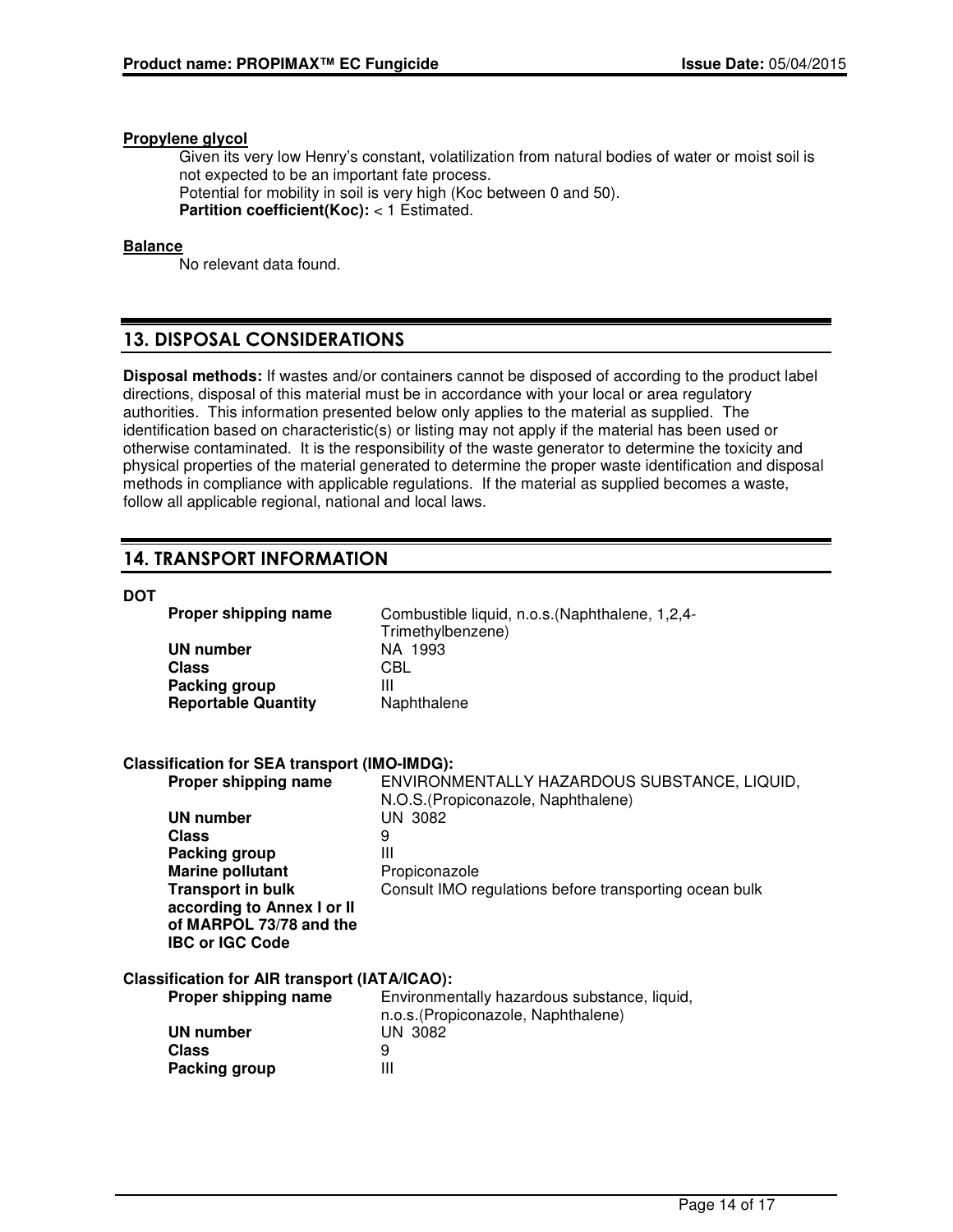**Propylene glycol**

Given its very low Henry's constant, volatilization from natural bodies of water or moist soil is not expected to be an important fate process.
Potential for mobility in soil is very high (Koc between 0 and 50).
**Partition coefficient(Koc):** < 1 Estimated.

**Balance**

No relevant data found.

## 13. DISPOSAL CONSIDERATIONS

**Disposal methods:** If wastes and/or containers cannot be disposed of according to the product label directions, disposal of this material must be in accordance with your local or area regulatory authorities. This information presented below only applies to the material as supplied. The identification based on characteristic(s) or listing may not apply if the material has been used or otherwise contaminated. It is the responsibility of the waste generator to determine the toxicity and physical properties of the material generated to determine the proper waste identification and disposal methods in compliance with applicable regulations. If the material as supplied becomes a waste, follow all applicable regional, national and local laws.

## 14. TRANSPORT INFORMATION

**DOT**

| | |
|---|---|
| **Proper shipping name** | Combustible liquid, n.o.s.(Naphthalene, 1,2,4-Trimethylbenzene) |
| **UN number** | NA 1993 |
| **Class** | CBL |
| **Packing group** | III |
| **Reportable Quantity** | Naphthalene |

**Classification for SEA transport (IMO-IMDG):**

| | |
|---|---|
| **Proper shipping name** | ENVIRONMENTALLY HAZARDOUS SUBSTANCE, LIQUID, N.O.S.(Propiconazole, Naphthalene) |
| **UN number** | UN 3082 |
| **Class** | 9 |
| **Packing group** | III |
| **Marine pollutant** | Propiconazole |
| **Transport in bulk according to Annex I or II of MARPOL 73/78 and the IBC or IGC Code** | Consult IMO regulations before transporting ocean bulk |

**Classification for AIR transport (IATA/ICAO):**

| | |
|---|---|
| **Proper shipping name** | Environmentally hazardous substance, liquid, n.o.s.(Propiconazole, Naphthalene) |
| **UN number** | UN 3082 |
| **Class** | 9 |
| **Packing group** | III |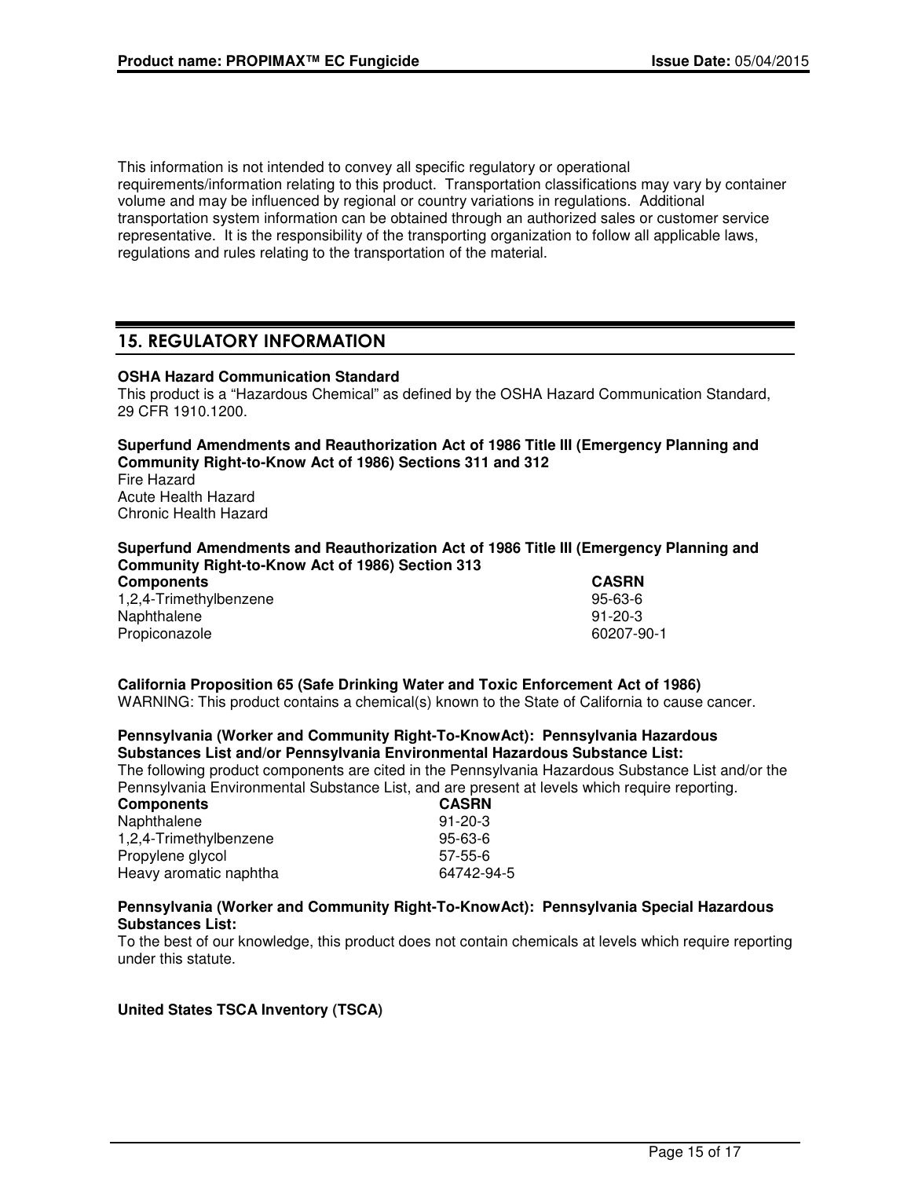This information is not intended to convey all specific regulatory or operational requirements/information relating to this product. Transportation classifications may vary by container volume and may be influenced by regional or country variations in regulations. Additional transportation system information can be obtained through an authorized sales or customer service representative. It is the responsibility of the transporting organization to follow all applicable laws, regulations and rules relating to the transportation of the material.

## 15. REGULATORY INFORMATION

**OSHA Hazard Communication Standard**
This product is a “Hazardous Chemical” as defined by the OSHA Hazard Communication Standard, 29 CFR 1910.1200.

**Superfund Amendments and Reauthorization Act of 1986 Title III (Emergency Planning and Community Right-to-Know Act of 1986) Sections 311 and 312**
Fire Hazard
Acute Health Hazard
Chronic Health Hazard

**Superfund Amendments and Reauthorization Act of 1986 Title III (Emergency Planning and Community Right-to-Know Act of 1986) Section 313**

| Components | CASRN |
|---|---|
| 1,2,4-Trimethylbenzene | 95-63-6 |
| Naphthalene | 91-20-3 |
| Propiconazole | 60207-90-1 |

**California Proposition 65 (Safe Drinking Water and Toxic Enforcement Act of 1986)**
WARNING: This product contains a chemical(s) known to the State of California to cause cancer.

**Pennsylvania (Worker and Community Right-To-KnowAct): Pennsylvania Hazardous Substances List and/or Pennsylvania Environmental Hazardous Substance List:**
The following product components are cited in the Pennsylvania Hazardous Substance List and/or the Pennsylvania Environmental Substance List, and are present at levels which require reporting.

| Components | CASRN |
|---|---|
| Naphthalene | 91-20-3 |
| 1,2,4-Trimethylbenzene | 95-63-6 |
| Propylene glycol | 57-55-6 |
| Heavy aromatic naphtha | 64742-94-5 |

**Pennsylvania (Worker and Community Right-To-KnowAct): Pennsylvania Special Hazardous Substances List:**
To the best of our knowledge, this product does not contain chemicals at levels which require reporting under this statute.

**United States TSCA Inventory (TSCA)**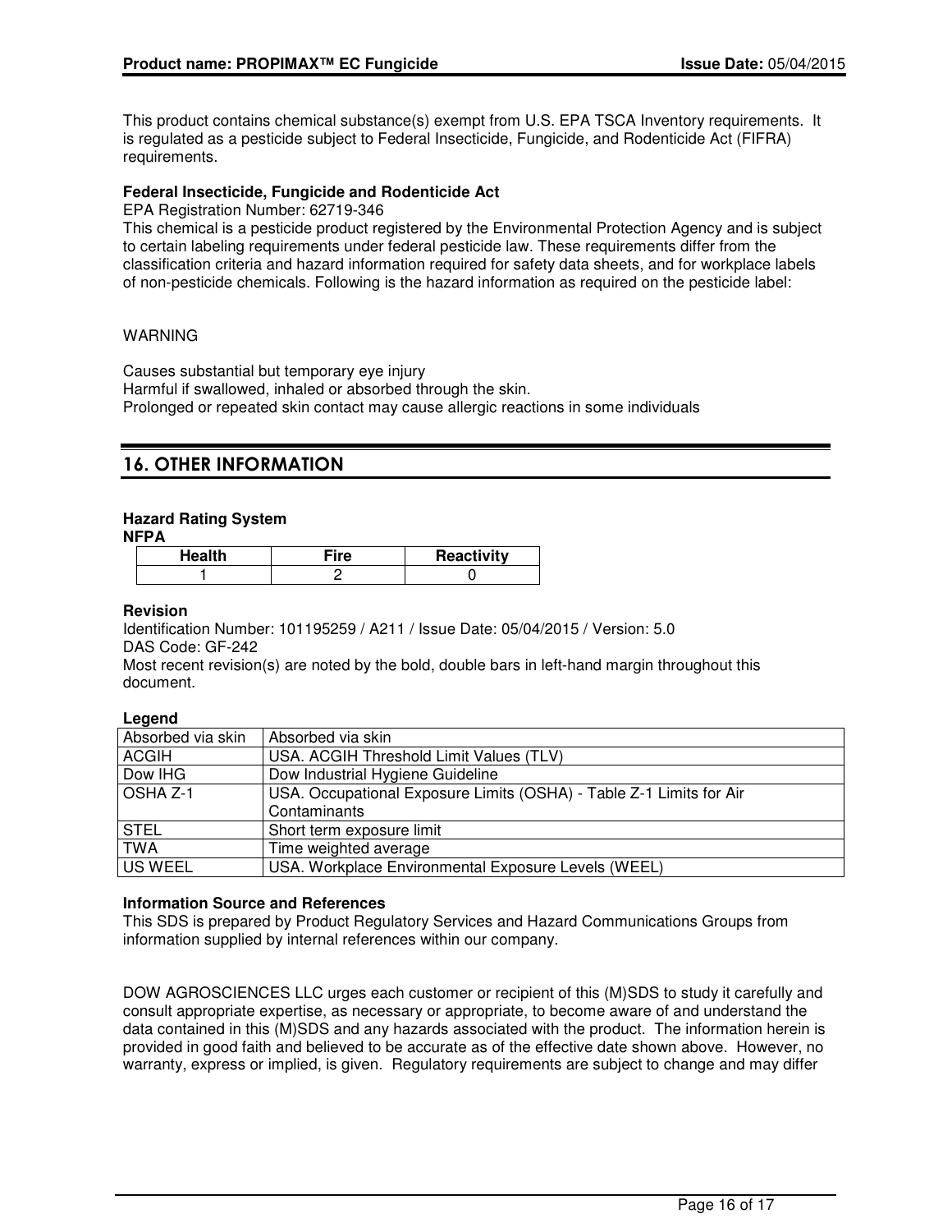This product contains chemical substance(s) exempt from U.S. EPA TSCA Inventory requirements. It is regulated as a pesticide subject to Federal Insecticide, Fungicide, and Rodenticide Act (FIFRA) requirements.

**Federal Insecticide, Fungicide and Rodenticide Act**
EPA Registration Number: 62719-346
This chemical is a pesticide product registered by the Environmental Protection Agency and is subject to certain labeling requirements under federal pesticide law. These requirements differ from the classification criteria and hazard information required for safety data sheets, and for workplace labels of non-pesticide chemicals. Following is the hazard information as required on the pesticide label:

WARNING

Causes substantial but temporary eye injury
Harmful if swallowed, inhaled or absorbed through the skin.
Prolonged or repeated skin contact may cause allergic reactions in some individuals

## 16. OTHER INFORMATION

**Hazard Rating System**
**NFPA**

| Health | Fire | Reactivity |
|---|---|---|
| 1 | 2 | 0 |

**Revision**
Identification Number: 101195259 / A211 / Issue Date: 05/04/2015 / Version: 5.0
DAS Code: GF-242
Most recent revision(s) are noted by the bold, double bars in left-hand margin throughout this document.

**Legend**

| | |
|---|---|
| Absorbed via skin | Absorbed via skin |
| ACGIH | USA. ACGIH Threshold Limit Values (TLV) |
| Dow IHG | Dow Industrial Hygiene Guideline |
| OSHA Z-1 | USA. Occupational Exposure Limits (OSHA) - Table Z-1 Limits for Air Contaminants |
| STEL | Short term exposure limit |
| TWA | Time weighted average |
| US WEEL | USA. Workplace Environmental Exposure Levels (WEEL) |

**Information Source and References**
This SDS is prepared by Product Regulatory Services and Hazard Communications Groups from information supplied by internal references within our company.

DOW AGROSCIENCES LLC urges each customer or recipient of this (M)SDS to study it carefully and consult appropriate expertise, as necessary or appropriate, to become aware of and understand the data contained in this (M)SDS and any hazards associated with the product. The information herein is provided in good faith and believed to be accurate as of the effective date shown above. However, no warranty, express or implied, is given. Regulatory requirements are subject to change and may differ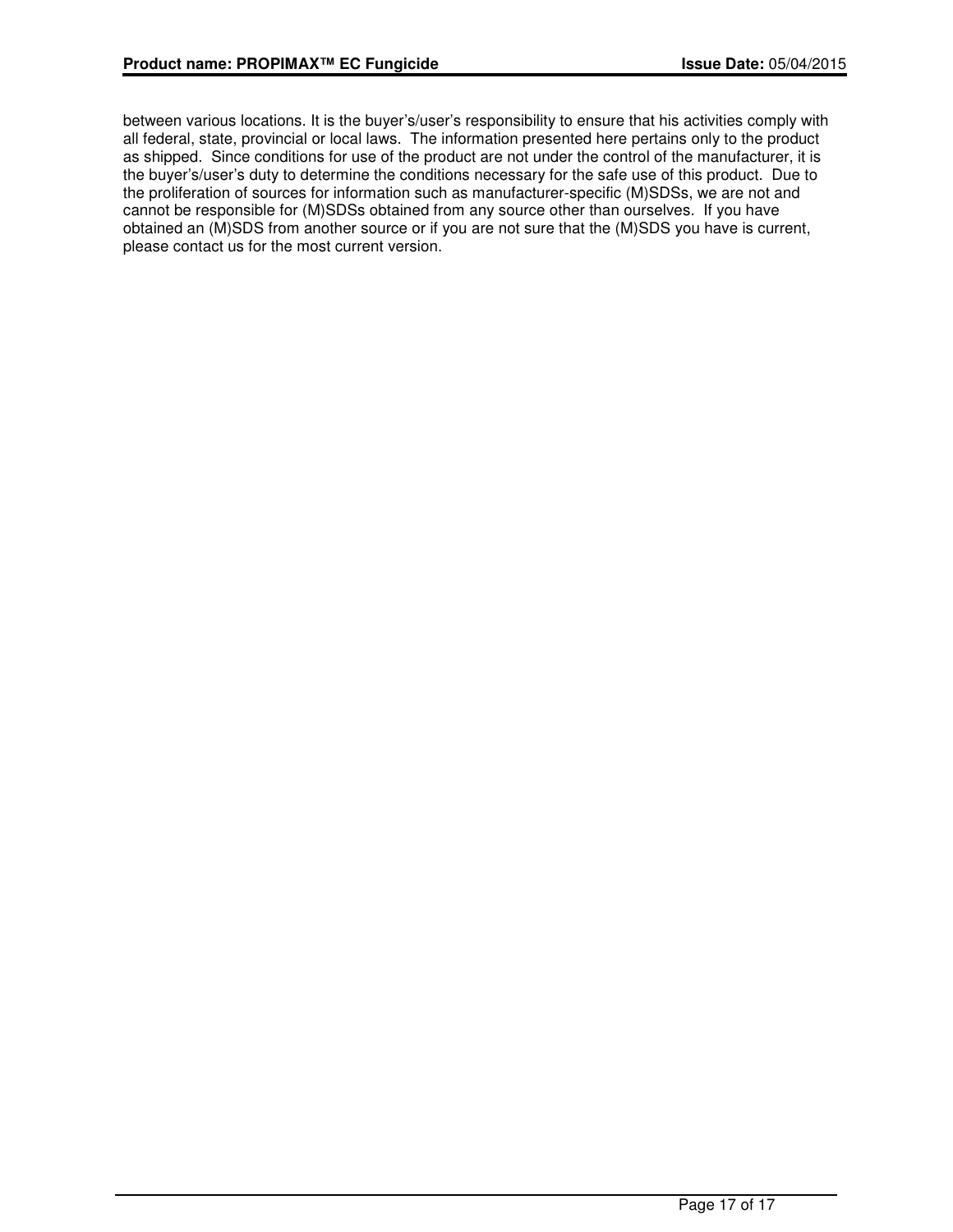between various locations. It is the buyer's/user's responsibility to ensure that his activities comply with all federal, state, provincial or local laws.  The information presented here pertains only to the product as shipped.  Since conditions for use of the product are not under the control of the manufacturer, it is the buyer's/user's duty to determine the conditions necessary for the safe use of this product.  Due to the proliferation of sources for information such as manufacturer-specific (M)SDSs, we are not and cannot be responsible for (M)SDSs obtained from any source other than ourselves.  If you have obtained an (M)SDS from another source or if you are not sure that the (M)SDS you have is current, please contact us for the most current version.